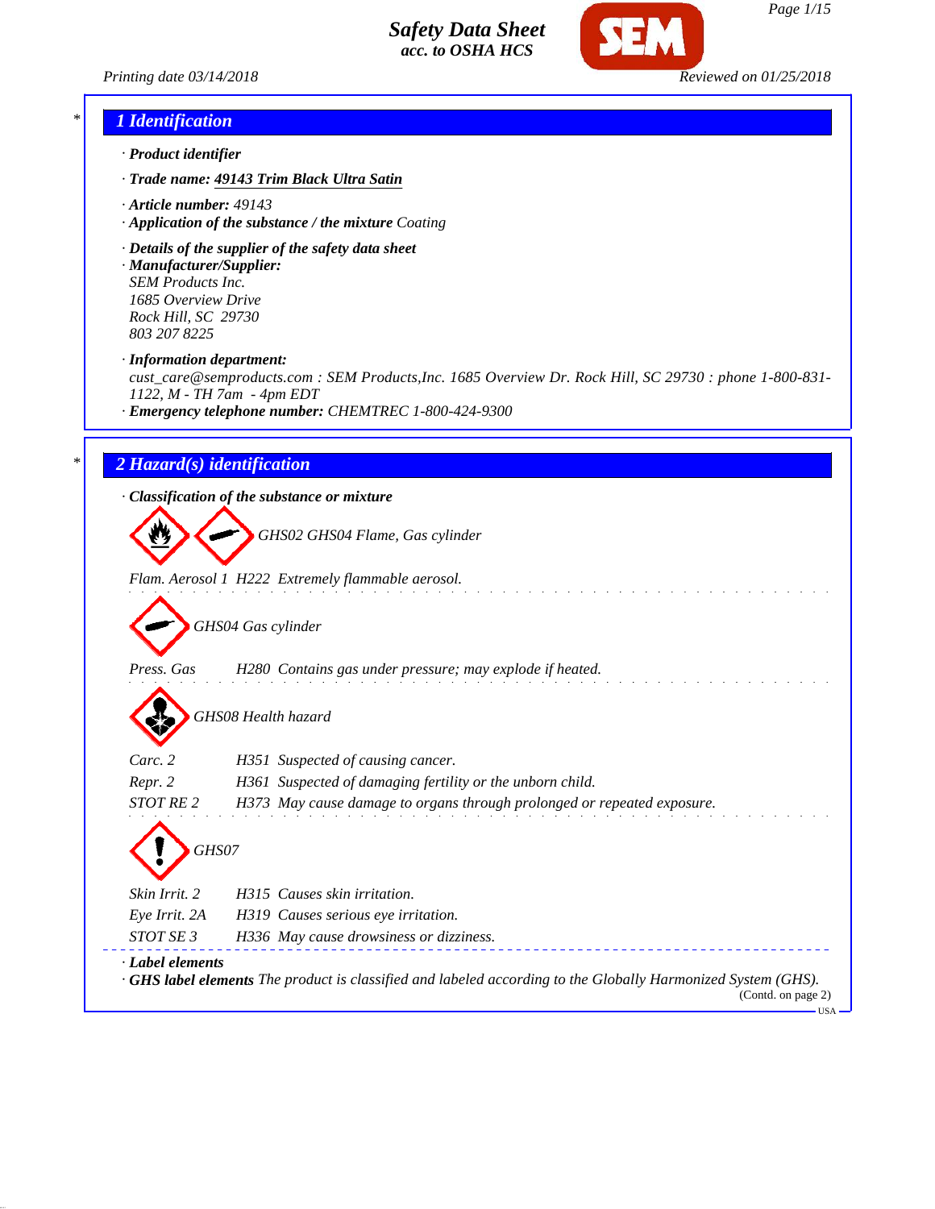# Safety Data Sheet
**acc. to OSHA HCS**

Printing date 03/14/2018 — Reviewed on 01/25/2018

## 1 Identification

· **Product identifier**

· **Trade name:** **49143 Trim Black Ultra Satin**

· **Article number:** 49143

· **Application of the substance / the mixture** Coating

· **Details of the supplier of the safety data sheet**

· **Manufacturer/Supplier:**
SEM Products Inc.
1685 Overview Drive
Rock Hill, SC 29730
803 207 8225

· **Information department:**
cust_care@semproducts.com : SEM Products,Inc. 1685 Overview Dr. Rock Hill, SC 29730 : phone 1-800-831-1122, M - TH 7am - 4pm EDT

· **Emergency telephone number:** CHEMTREC 1-800-424-9300

## 2 Hazard(s) identification

· **Classification of the substance or mixture**

GHS02 GHS04 Flame, Gas cylinder

Flam. Aerosol 1 H222 Extremely flammable aerosol.

GHS04 Gas cylinder

Press. Gas H280 Contains gas under pressure; may explode if heated.

GHS08 Health hazard

Carc. 2 H351 Suspected of causing cancer.
Repr. 2 H361 Suspected of damaging fertility or the unborn child.
STOT RE 2 H373 May cause damage to organs through prolonged or repeated exposure.

GHS07

Skin Irrit. 2 H315 Causes skin irritation.
Eye Irrit. 2A H319 Causes serious eye irritation.
STOT SE 3 H336 May cause drowsiness or dizziness.

· **Label elements**

· **GHS label elements** The product is classified and labeled according to the Globally Harmonized System (GHS).

(Contd. on page 2)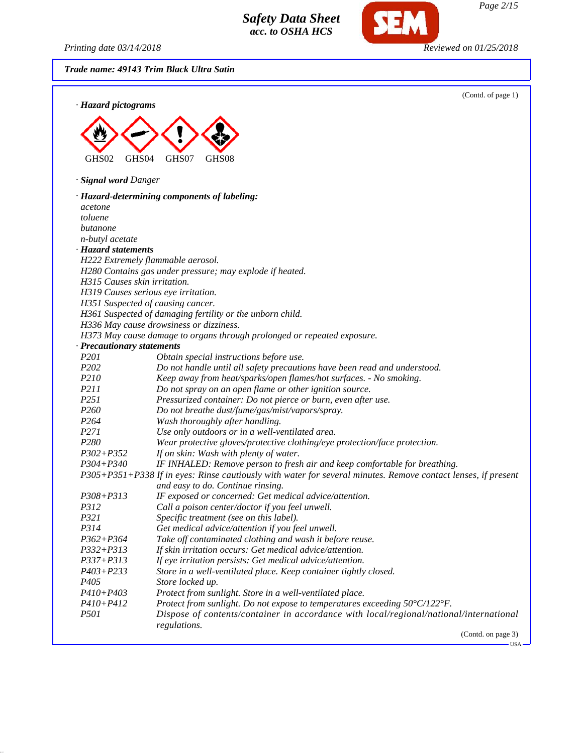**Trade name: 49143 Trim Black Ultra Satin**

(Contd. of page 1)

· **Hazard pictograms**

GHS02 GHS04 GHS07 GHS08

· **Signal word** Danger

· **Hazard-determining components of labeling:**
acetone
toluene
butanone
n-butyl acetate

· **Hazard statements**
H222 Extremely flammable aerosol.
H280 Contains gas under pressure; may explode if heated.
H315 Causes skin irritation.
H319 Causes serious eye irritation.
H351 Suspected of causing cancer.
H361 Suspected of damaging fertility or the unborn child.
H336 May cause drowsiness or dizziness.
H373 May cause damage to organs through prolonged or repeated exposure.

· **Precautionary statements**

| | |
|---|---|
| P201 | Obtain special instructions before use. |
| P202 | Do not handle until all safety precautions have been read and understood. |
| P210 | Keep away from heat/sparks/open flames/hot surfaces. - No smoking. |
| P211 | Do not spray on an open flame or other ignition source. |
| P251 | Pressurized container: Do not pierce or burn, even after use. |
| P260 | Do not breathe dust/fume/gas/mist/vapors/spray. |
| P264 | Wash thoroughly after handling. |
| P271 | Use only outdoors or in a well-ventilated area. |
| P280 | Wear protective gloves/protective clothing/eye protection/face protection. |
| P302+P352 | If on skin: Wash with plenty of water. |
| P304+P340 | IF INHALED: Remove person to fresh air and keep comfortable for breathing. |
| P305+P351+P338 | If in eyes: Rinse cautiously with water for several minutes. Remove contact lenses, if present and easy to do. Continue rinsing. |
| P308+P313 | IF exposed or concerned: Get medical advice/attention. |
| P312 | Call a poison center/doctor if you feel unwell. |
| P321 | Specific treatment (see on this label). |
| P314 | Get medical advice/attention if you feel unwell. |
| P362+P364 | Take off contaminated clothing and wash it before reuse. |
| P332+P313 | If skin irritation occurs: Get medical advice/attention. |
| P337+P313 | If eye irritation persists: Get medical advice/attention. |
| P403+P233 | Store in a well-ventilated place. Keep container tightly closed. |
| P405 | Store locked up. |
| P410+P403 | Protect from sunlight. Store in a well-ventilated place. |
| P410+P412 | Protect from sunlight. Do not expose to temperatures exceeding 50°C/122°F. |
| P501 | Dispose of contents/container in accordance with local/regional/national/international regulations. |

(Contd. on page 3)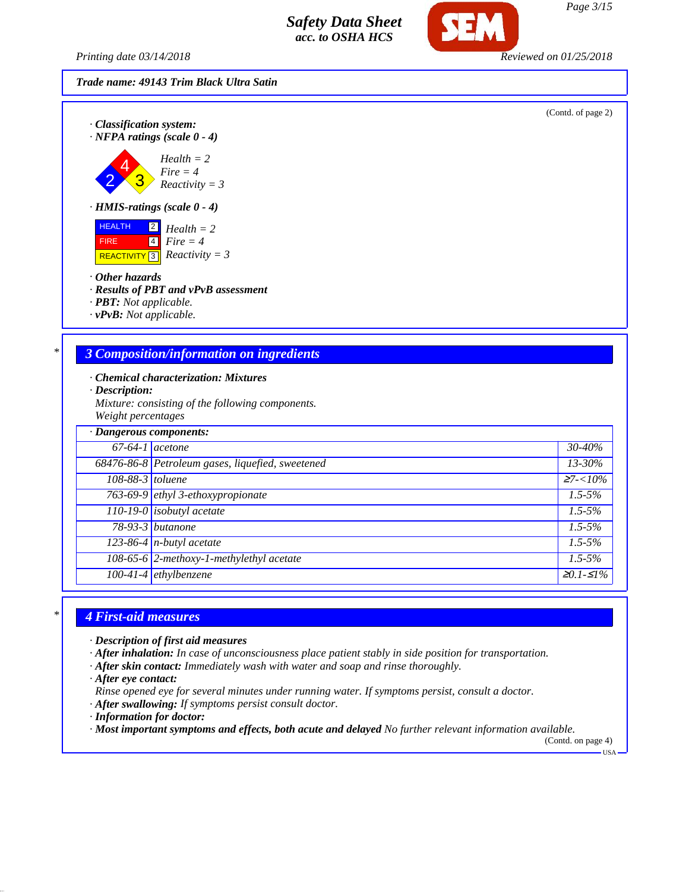Trade name: 49143 Trim Black Ultra Satin

(Contd. of page 2)

· **Classification system:**
· **NFPA ratings (scale 0 - 4)**

Health = 2
Fire = 4
Reactivity = 3

· **HMIS-ratings (scale 0 - 4)**

| | | |
|---|---|---|
| HEALTH | 2 | Health = 2 |
| FIRE | 4 | Fire = 4 |
| REACTIVITY | 3 | Reactivity = 3 |

· **Other hazards**
· **Results of PBT and vPvB assessment**
· **PBT:** Not applicable.
· **vPvB:** Not applicable.

## 3 Composition/information on ingredients

· **Chemical characterization: Mixtures**
· **Description:**
Mixture: consisting of the following components.
Weight percentages

· **Dangerous components:**

| | | |
|---|---|---|
| 67-64-1 | acetone | 30-40% |
| 68476-86-8 | Petroleum gases, liquefied, sweetened | 13-30% |
| 108-88-3 | toluene | ≥7-<10% |
| 763-69-9 | ethyl 3-ethoxypropionate | 1.5-5% |
| 110-19-0 | isobutyl acetate | 1.5-5% |
| 78-93-3 | butanone | 1.5-5% |
| 123-86-4 | n-butyl acetate | 1.5-5% |
| 108-65-6 | 2-methoxy-1-methylethyl acetate | 1.5-5% |
| 100-41-4 | ethylbenzene | ≥0.1-≤1% |

## 4 First-aid measures

· **Description of first aid measures**
· **After inhalation:** In case of unconsciousness place patient stably in side position for transportation.
· **After skin contact:** Immediately wash with water and soap and rinse thoroughly.
· **After eye contact:**
Rinse opened eye for several minutes under running water. If symptoms persist, consult a doctor.
· **After swallowing:** If symptoms persist consult doctor.
· **Information for doctor:**
· **Most important symptoms and effects, both acute and delayed** No further relevant information available.

(Contd. on page 4)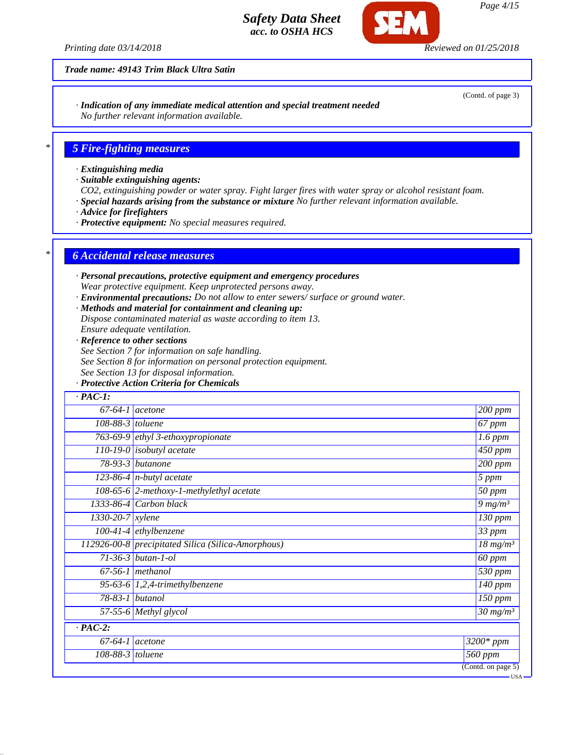**Trade name: 49143 Trim Black Ultra Satin**

(Contd. of page 3)

· **Indication of any immediate medical attention and special treatment needed**
No further relevant information available.

## 5 Fire-fighting measures

· **Extinguishing media**
· **Suitable extinguishing agents:**
$CO_2$, extinguishing powder or water spray. Fight larger fires with water spray or alcohol resistant foam.
· **Special hazards arising from the substance or mixture** No further relevant information available.
· **Advice for firefighters**
· **Protective equipment:** No special measures required.

## 6 Accidental release measures

· **Personal precautions, protective equipment and emergency procedures**
Wear protective equipment. Keep unprotected persons away.
· **Environmental precautions:** Do not allow to enter sewers/ surface or ground water.
· **Methods and material for containment and cleaning up:**
Dispose contaminated material as waste according to item 13.
Ensure adequate ventilation.
· **Reference to other sections**
See Section 7 for information on safe handling.
See Section 8 for information on personal protection equipment.
See Section 13 for disposal information.
· **Protective Action Criteria for Chemicals**

| · **PAC-1:** | | |
|---|---|---|
| 67-64-1 | acetone | 200 ppm |
| 108-88-3 | toluene | 67 ppm |
| 763-69-9 | ethyl 3-ethoxypropionate | 1.6 ppm |
| 110-19-0 | isobutyl acetate | 450 ppm |
| 78-93-3 | butanone | 200 ppm |
| 123-86-4 | n-butyl acetate | 5 ppm |
| 108-65-6 | 2-methoxy-1-methylethyl acetate | 50 ppm |
| 1333-86-4 | Carbon black | 9 mg/m³ |
| 1330-20-7 | xylene | 130 ppm |
| 100-41-4 | ethylbenzene | 33 ppm |
| 112926-00-8 | precipitated Silica (Silica-Amorphous) | 18 mg/m³ |
| 71-36-3 | butan-1-ol | 60 ppm |
| 67-56-1 | methanol | 530 ppm |
| 95-63-6 | 1,2,4-trimethylbenzene | 140 ppm |
| 78-83-1 | butanol | 150 ppm |
| 57-55-6 | Methyl glycol | 30 mg/m³ |

| · **PAC-2:** | | |
|---|---|---|
| 67-64-1 | acetone | 3200* ppm |
| 108-88-3 | toluene | 560 ppm |

(Contd. on page 5)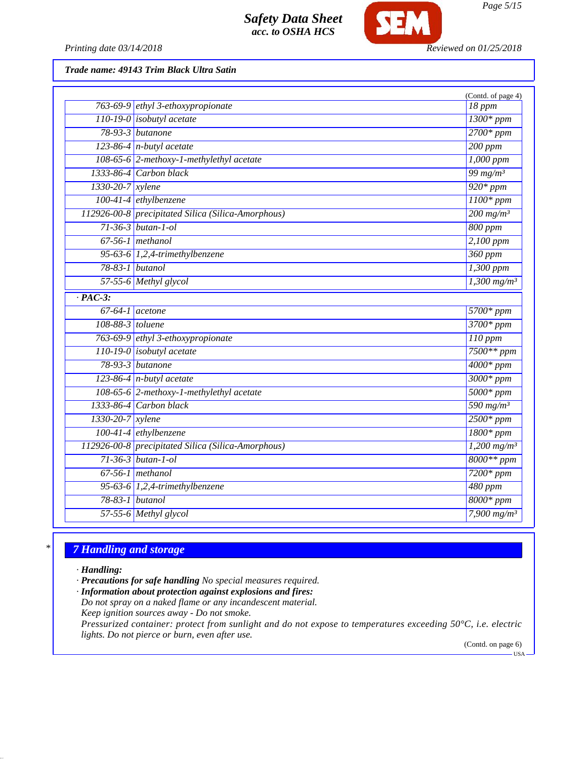**Trade name: 49143 Trim Black Ultra Satin**

(Contd. of page 4)

| | | |
|---|---|---|
| 763-69-9 | ethyl 3-ethoxypropionate | 18 ppm |
| 110-19-0 | isobutyl acetate | 1300* ppm |
| 78-93-3 | butanone | 2700* ppm |
| 123-86-4 | n-butyl acetate | 200 ppm |
| 108-65-6 | 2-methoxy-1-methylethyl acetate | 1,000 ppm |
| 1333-86-4 | Carbon black | 99 mg/m³ |
| 1330-20-7 | xylene | 920* ppm |
| 100-41-4 | ethylbenzene | 1100* ppm |
| 112926-00-8 | precipitated Silica (Silica-Amorphous) | 200 mg/m³ |
| 71-36-3 | butan-1-ol | 800 ppm |
| 67-56-1 | methanol | 2,100 ppm |
| 95-63-6 | 1,2,4-trimethylbenzene | 360 ppm |
| 78-83-1 | butanol | 1,300 ppm |
| 57-55-6 | Methyl glycol | 1,300 mg/m³ |
| **· PAC-3:** | | |
| 67-64-1 | acetone | 5700* ppm |
| 108-88-3 | toluene | 3700* ppm |
| 763-69-9 | ethyl 3-ethoxypropionate | 110 ppm |
| 110-19-0 | isobutyl acetate | 7500** ppm |
| 78-93-3 | butanone | 4000* ppm |
| 123-86-4 | n-butyl acetate | 3000* ppm |
| 108-65-6 | 2-methoxy-1-methylethyl acetate | 5000* ppm |
| 1333-86-4 | Carbon black | 590 mg/m³ |
| 1330-20-7 | xylene | 2500* ppm |
| 100-41-4 | ethylbenzene | 1800* ppm |
| 112926-00-8 | precipitated Silica (Silica-Amorphous) | 1,200 mg/m³ |
| 71-36-3 | butan-1-ol | 8000** ppm |
| 67-56-1 | methanol | 7200* ppm |
| 95-63-6 | 1,2,4-trimethylbenzene | 480 ppm |
| 78-83-1 | butanol | 8000* ppm |
| 57-55-6 | Methyl glycol | 7,900 mg/m³ |

\*

## 7 Handling and storage

· **Handling:**

· **Precautions for safe handling** No special measures required.

· **Information about protection against explosions and fires:**

Do not spray on a naked flame or any incandescent material.

Keep ignition sources away - Do not smoke.

Pressurized container: protect from sunlight and do not expose to temperatures exceeding 50°C, i.e. electric lights. Do not pierce or burn, even after use.

(Contd. on page 6)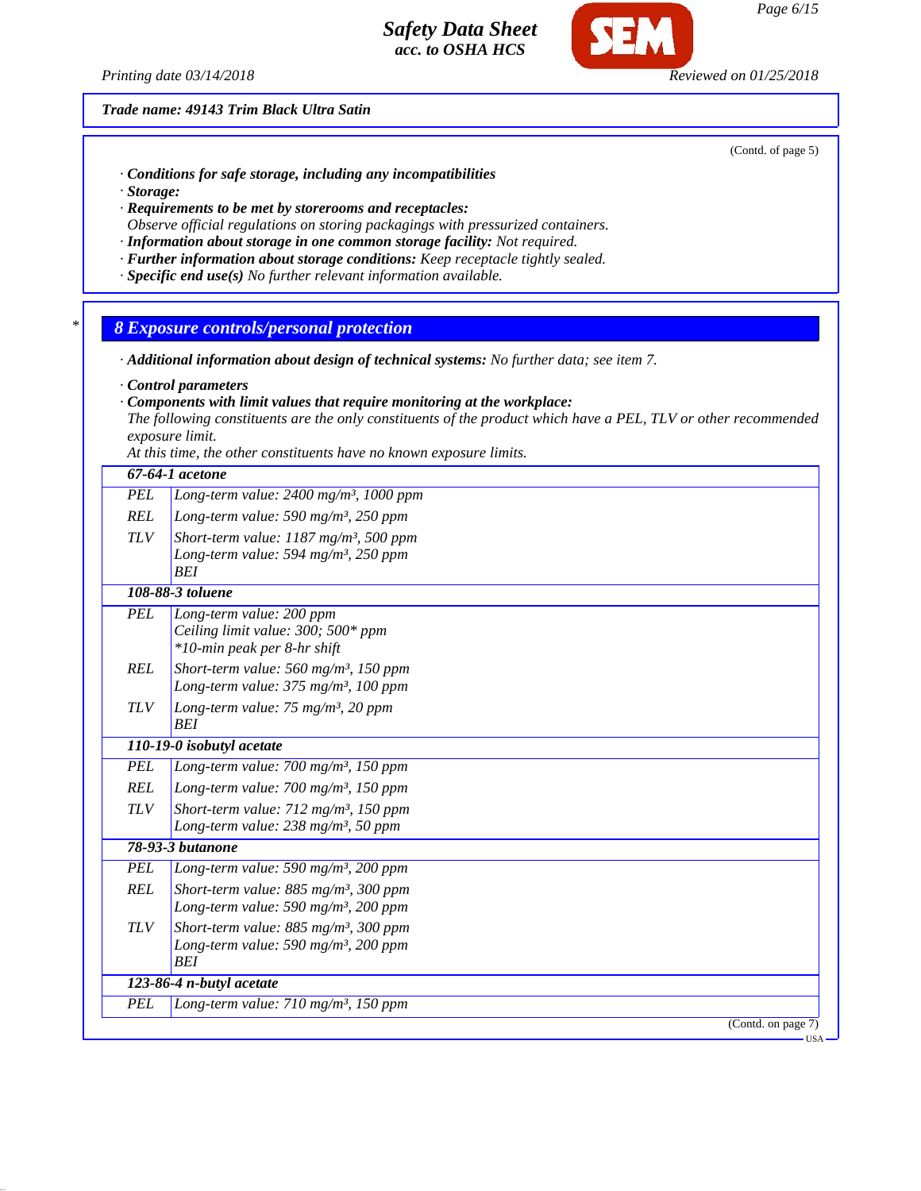Trade name: 49143 Trim Black Ultra Satin

(Contd. of page 5)

· **Conditions for safe storage, including any incompatibilities**
· **Storage:**
· **Requirements to be met by storerooms and receptacles:**
Observe official regulations on storing packagings with pressurized containers.
· **Information about storage in one common storage facility:** Not required.
· **Further information about storage conditions:** Keep receptacle tightly sealed.
· **Specific end use(s)** No further relevant information available.

## 8 Exposure controls/personal protection

· **Additional information about design of technical systems:** No further data; see item 7.

· **Control parameters**
· **Components with limit values that require monitoring at the workplace:**
The following constituents are the only constituents of the product which have a PEL, TLV or other recommended exposure limit.
At this time, the other constituents have no known exposure limits.

| | |
|---|---|
| **67-64-1 acetone** | |
| PEL | Long-term value: 2400 mg/m³, 1000 ppm |
| REL | Long-term value: 590 mg/m³, 250 ppm |
| TLV | Short-term value: 1187 mg/m³, 500 ppm<br>Long-term value: 594 mg/m³, 250 ppm<br>BEI |
| **108-88-3 toluene** | |
| PEL | Long-term value: 200 ppm<br>Ceiling limit value: 300; 500* ppm<br>*10-min peak per 8-hr shift |
| REL | Short-term value: 560 mg/m³, 150 ppm<br>Long-term value: 375 mg/m³, 100 ppm |
| TLV | Long-term value: 75 mg/m³, 20 ppm<br>BEI |
| **110-19-0 isobutyl acetate** | |
| PEL | Long-term value: 700 mg/m³, 150 ppm |
| REL | Long-term value: 700 mg/m³, 150 ppm |
| TLV | Short-term value: 712 mg/m³, 150 ppm<br>Long-term value: 238 mg/m³, 50 ppm |
| **78-93-3 butanone** | |
| PEL | Long-term value: 590 mg/m³, 200 ppm |
| REL | Short-term value: 885 mg/m³, 300 ppm<br>Long-term value: 590 mg/m³, 200 ppm |
| TLV | Short-term value: 885 mg/m³, 300 ppm<br>Long-term value: 590 mg/m³, 200 ppm<br>BEI |
| **123-86-4 n-butyl acetate** | |
| PEL | Long-term value: 710 mg/m³, 150 ppm |

(Contd. on page 7)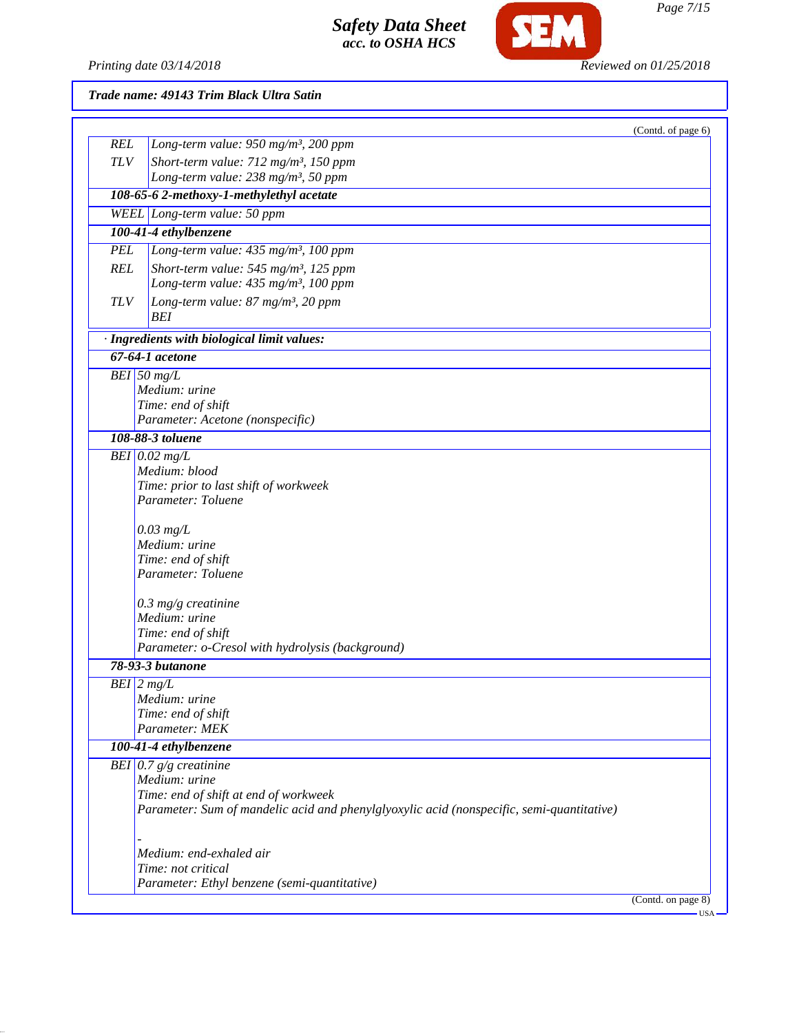**Trade name: 49143 Trim Black Ultra Satin**

(Contd. of page 6)

| | |
|---|---|
| REL | Long-term value: 950 mg/m³, 200 ppm |
| TLV | Short-term value: 712 mg/m³, 150 ppm<br>Long-term value: 238 mg/m³, 50 ppm |
| **108-65-6 2-methoxy-1-methylethyl acetate** | |
| WEEL | Long-term value: 50 ppm |
| **100-41-4 ethylbenzene** | |
| PEL | Long-term value: 435 mg/m³, 100 ppm |
| REL | Short-term value: 545 mg/m³, 125 ppm<br>Long-term value: 435 mg/m³, 100 ppm |
| TLV | Long-term value: 87 mg/m³, 20 ppm<br>BEI |

· **Ingredients with biological limit values:**

| | |
|---|---|
| **67-64-1 acetone** | |
| BEI | 50 mg/L<br>Medium: urine<br>Time: end of shift<br>Parameter: Acetone (nonspecific) |
| **108-88-3 toluene** | |
| BEI | 0.02 mg/L<br>Medium: blood<br>Time: prior to last shift of workweek<br>Parameter: Toluene<br><br>0.03 mg/L<br>Medium: urine<br>Time: end of shift<br>Parameter: Toluene<br><br>0.3 mg/g creatinine<br>Medium: urine<br>Time: end of shift<br>Parameter: o-Cresol with hydrolysis (background) |
| **78-93-3 butanone** | |
| BEI | 2 mg/L<br>Medium: urine<br>Time: end of shift<br>Parameter: MEK |
| **100-41-4 ethylbenzene** | |
| BEI | 0.7 g/g creatinine<br>Medium: urine<br>Time: end of shift at end of workweek<br>Parameter: Sum of mandelic acid and phenylglyoxylic acid (nonspecific, semi-quantitative)<br><br>-<br>Medium: end-exhaled air<br>Time: not critical<br>Parameter: Ethyl benzene (semi-quantitative) |

(Contd. on page 8)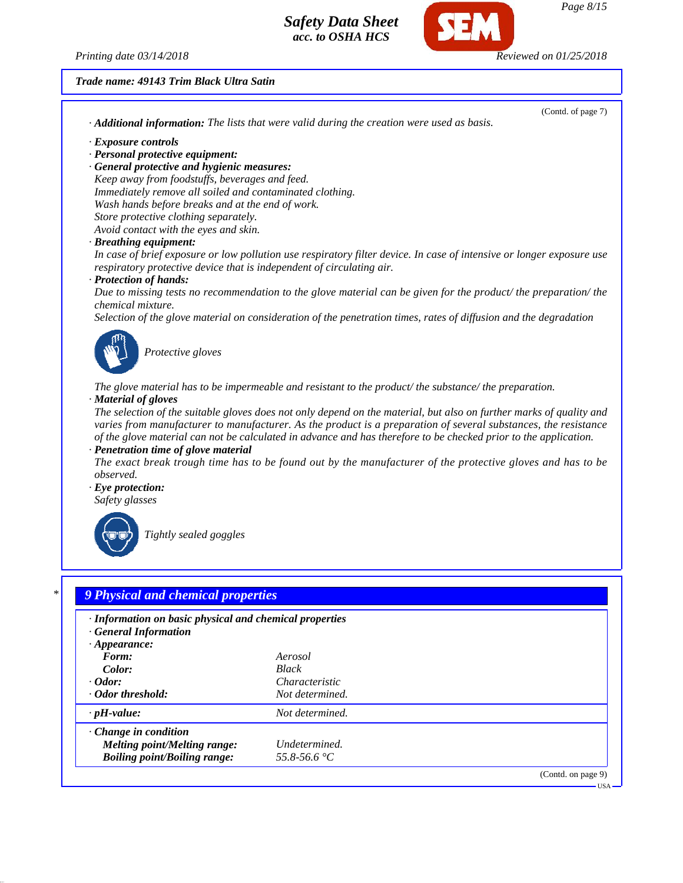Trade name: 49143 Trim Black Ultra Satin

(Contd. of page 7)

· **Additional information:** The lists that were valid during the creation were used as basis.

· **Exposure controls**
· **Personal protective equipment:**
· **General protective and hygienic measures:**
Keep away from foodstuffs, beverages and feed.
Immediately remove all soiled and contaminated clothing.
Wash hands before breaks and at the end of work.
Store protective clothing separately.
Avoid contact with the eyes and skin.
· **Breathing equipment:**
In case of brief exposure or low pollution use respiratory filter device. In case of intensive or longer exposure use respiratory protective device that is independent of circulating air.
· **Protection of hands:**
Due to missing tests no recommendation to the glove material can be given for the product/ the preparation/ the chemical mixture.
Selection of the glove material on consideration of the penetration times, rates of diffusion and the degradation

Protective gloves

The glove material has to be impermeable and resistant to the product/ the substance/ the preparation.
· **Material of gloves**
The selection of the suitable gloves does not only depend on the material, but also on further marks of quality and varies from manufacturer to manufacturer. As the product is a preparation of several substances, the resistance of the glove material can not be calculated in advance and has therefore to be checked prior to the application.
· **Penetration time of glove material**
The exact break trough time has to be found out by the manufacturer of the protective gloves and has to be observed.
· **Eye protection:**
Safety glasses

Tightly sealed goggles

## 9 Physical and chemical properties

· **Information on basic physical and chemical properties**
· **General Information**
· **Appearance:**

| | |
|---|---|
| **Form:** | Aerosol |
| **Color:** | Black |
| · **Odor:** | Characteristic |
| · **Odor threshold:** | Not determined. |
| · **pH-value:** | Not determined. |
| · **Change in condition** | |
| **Melting point/Melting range:** | Undetermined. |
| **Boiling point/Boiling range:** | 55.8-56.6 °C |

(Contd. on page 9)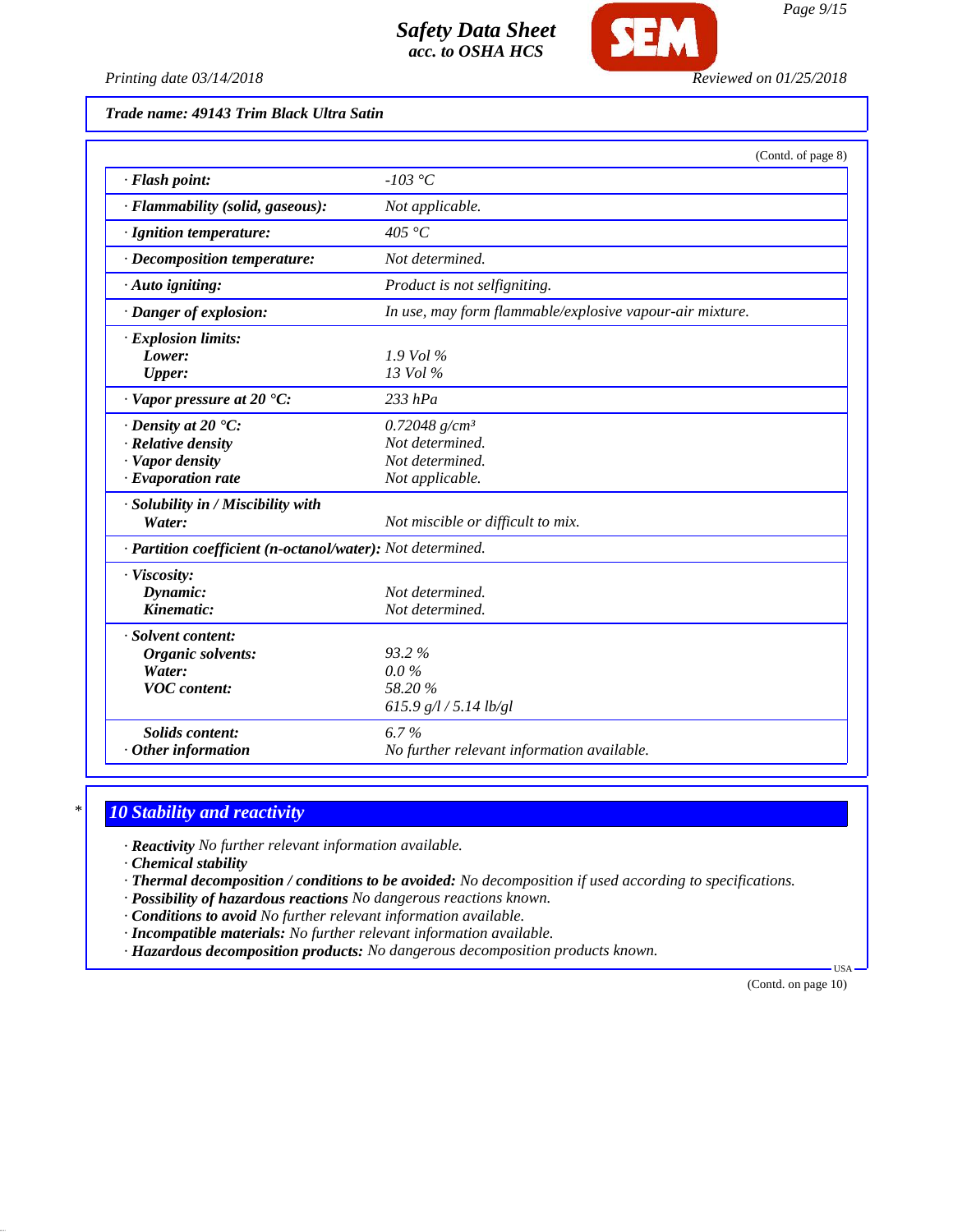**Trade name: 49143 Trim Black Ultra Satin**

(Contd. of page 8)

| | |
|---|---|
| · **Flash point:** | -103 °C |
| · **Flammability (solid, gaseous):** | Not applicable. |
| · **Ignition temperature:** | 405 °C |
| · **Decomposition temperature:** | Not determined. |
| · **Auto igniting:** | Product is not selfigniting. |
| · **Danger of explosion:** | In use, may form flammable/explosive vapour-air mixture. |
| · **Explosion limits:** | |
| **Lower:** | 1.9 Vol % |
| **Upper:** | 13 Vol % |
| · **Vapor pressure at 20 °C:** | 233 hPa |
| · **Density at 20 °C:** | 0.72048 g/cm³ |
| · **Relative density** | Not determined. |
| · **Vapor density** | Not determined. |
| · **Evaporation rate** | Not applicable. |
| · **Solubility in / Miscibility with** | |
| **Water:** | Not miscible or difficult to mix. |
| · **Partition coefficient (n-octanol/water):** | Not determined. |
| · **Viscosity:** | |
| **Dynamic:** | Not determined. |
| **Kinematic:** | Not determined. |
| · **Solvent content:** | |
| **Organic solvents:** | 93.2 % |
| **Water:** | 0.0 % |
| **VOC content:** | 58.20 % |
| | 615.9 g/l / 5.14 lb/gl |
| **Solids content:** | 6.7 % |
| · **Other information** | No further relevant information available. |

## 10 Stability and reactivity

· **Reactivity** No further relevant information available.
· **Chemical stability**
· **Thermal decomposition / conditions to be avoided:** No decomposition if used according to specifications.
· **Possibility of hazardous reactions** No dangerous reactions known.
· **Conditions to avoid** No further relevant information available.
· **Incompatible materials:** No further relevant information available.
· **Hazardous decomposition products:** No dangerous decomposition products known.

(Contd. on page 10)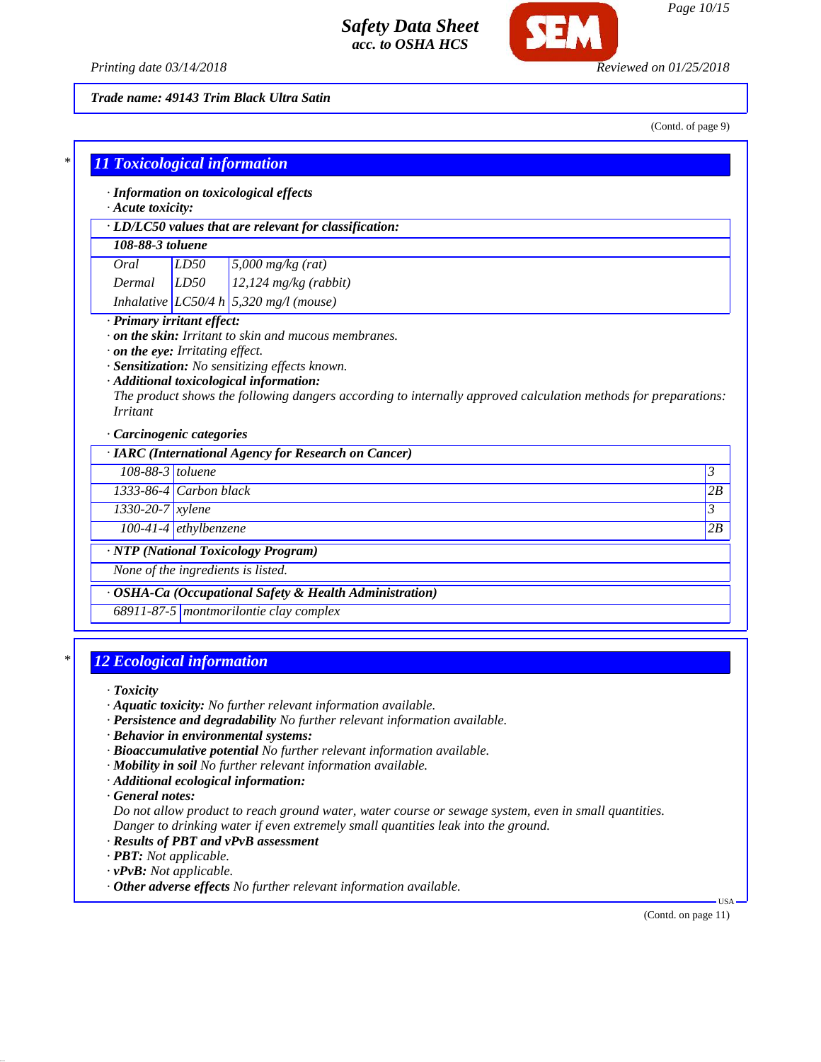Trade name: 49143 Trim Black Ultra Satin

(Contd. of page 9)

## 11 Toxicological information

· **Information on toxicological effects**
· **Acute toxicity:**

| · LD/LC50 values that are relevant for classification: | | |
|---|---|---|
| **108-88-3 toluene** | | |
| Oral | LD50 | 5,000 mg/kg (rat) |
| Dermal | LD50 | 12,124 mg/kg (rabbit) |
| Inhalative | LC50/4 h | 5,320 mg/l (mouse) |

· **Primary irritant effect:**
· **on the skin:** Irritant to skin and mucous membranes.
· **on the eye:** Irritating effect.
· **Sensitization:** No sensitizing effects known.
· **Additional toxicological information:**
The product shows the following dangers according to internally approved calculation methods for preparations:
Irritant

· **Carcinogenic categories**

| · IARC (International Agency for Research on Cancer) | | |
|---|---|---|
| 108-88-3 | toluene | 3 |
| 1333-86-4 | Carbon black | 2B |
| 1330-20-7 | xylene | 3 |
| 100-41-4 | ethylbenzene | 2B |

| · NTP (National Toxicology Program) |
|---|
| None of the ingredients is listed. |

| · OSHA-Ca (Occupational Safety & Health Administration) | |
|---|---|
| 68911-87-5 | montmorilontie clay complex |

## 12 Ecological information

· **Toxicity**
· **Aquatic toxicity:** No further relevant information available.
· **Persistence and degradability** No further relevant information available.
· **Behavior in environmental systems:**
· **Bioaccumulative potential** No further relevant information available.
· **Mobility in soil** No further relevant information available.
· **Additional ecological information:**
· **General notes:**
Do not allow product to reach ground water, water course or sewage system, even in small quantities.
Danger to drinking water if even extremely small quantities leak into the ground.
· **Results of PBT and vPvB assessment**
· **PBT:** Not applicable.
· **vPvB:** Not applicable.
· **Other adverse effects** No further relevant information available.

(Contd. on page 11)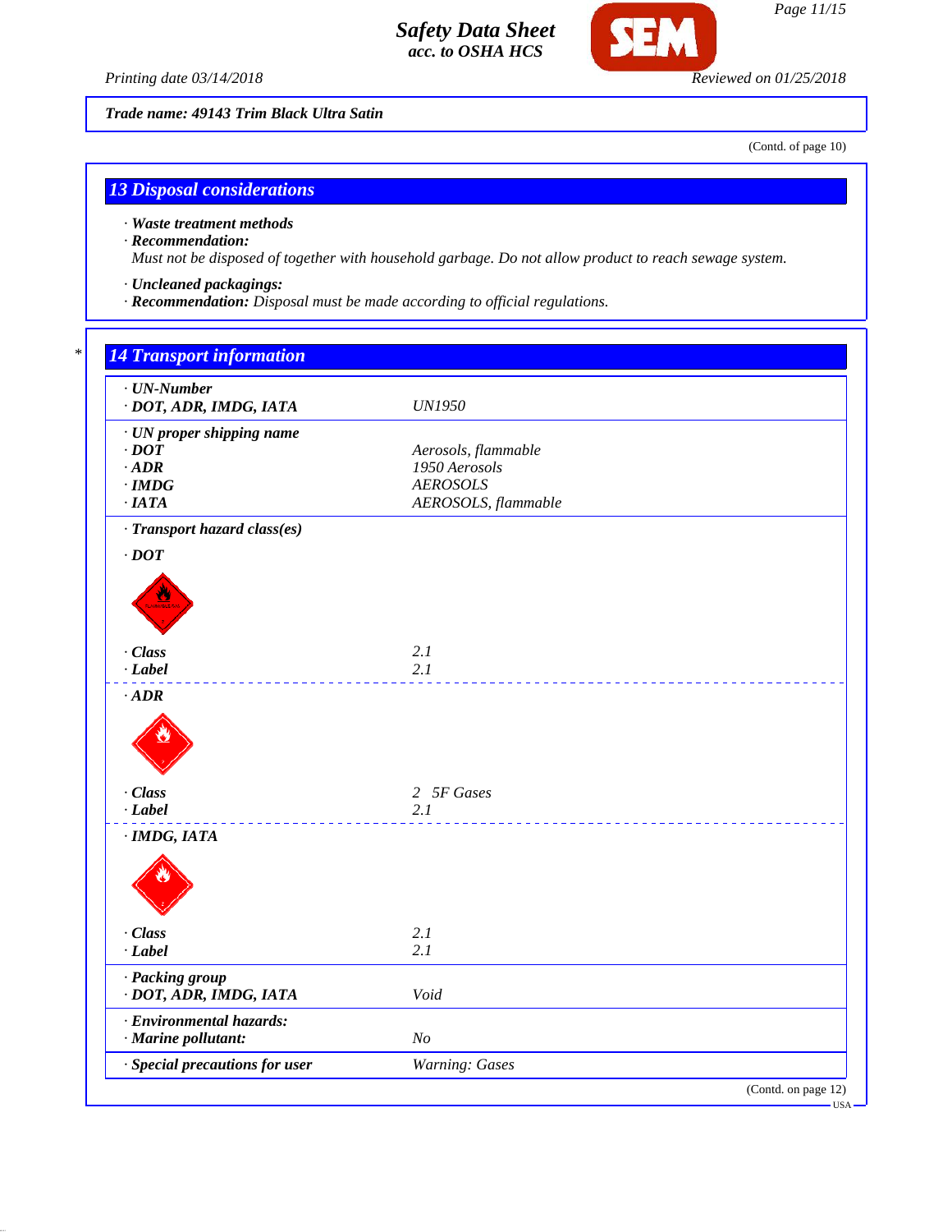Trade name: 49143 Trim Black Ultra Satin

(Contd. of page 10)

## 13 Disposal considerations

· **Waste treatment methods**
· **Recommendation:**
Must not be disposed of together with household garbage. Do not allow product to reach sewage system.

· **Uncleaned packagings:**
· **Recommendation:** Disposal must be made according to official regulations.

## 14 Transport information

| | |
|---|---|
| · **UN-Number** | |
| · **DOT, ADR, IMDG, IATA** | UN1950 |
| · **UN proper shipping name** | |
| · **DOT** | Aerosols, flammable |
| · **ADR** | 1950 Aerosols |
| · **IMDG** | AEROSOLS |
| · **IATA** | AEROSOLS, flammable |
| · **Transport hazard class(es)** | |
| · **DOT** | |
| · **Class** | 2.1 |
| · **Label** | 2.1 |
| · **ADR** | |
| · **Class** | 2 5F Gases |
| · **Label** | 2.1 |
| · **IMDG, IATA** | |
| · **Class** | 2.1 |
| · **Label** | 2.1 |
| · **Packing group** | |
| · **DOT, ADR, IMDG, IATA** | Void |
| · **Environmental hazards:** | |
| · **Marine pollutant:** | No |
| · **Special precautions for user** | Warning: Gases |

(Contd. on page 12)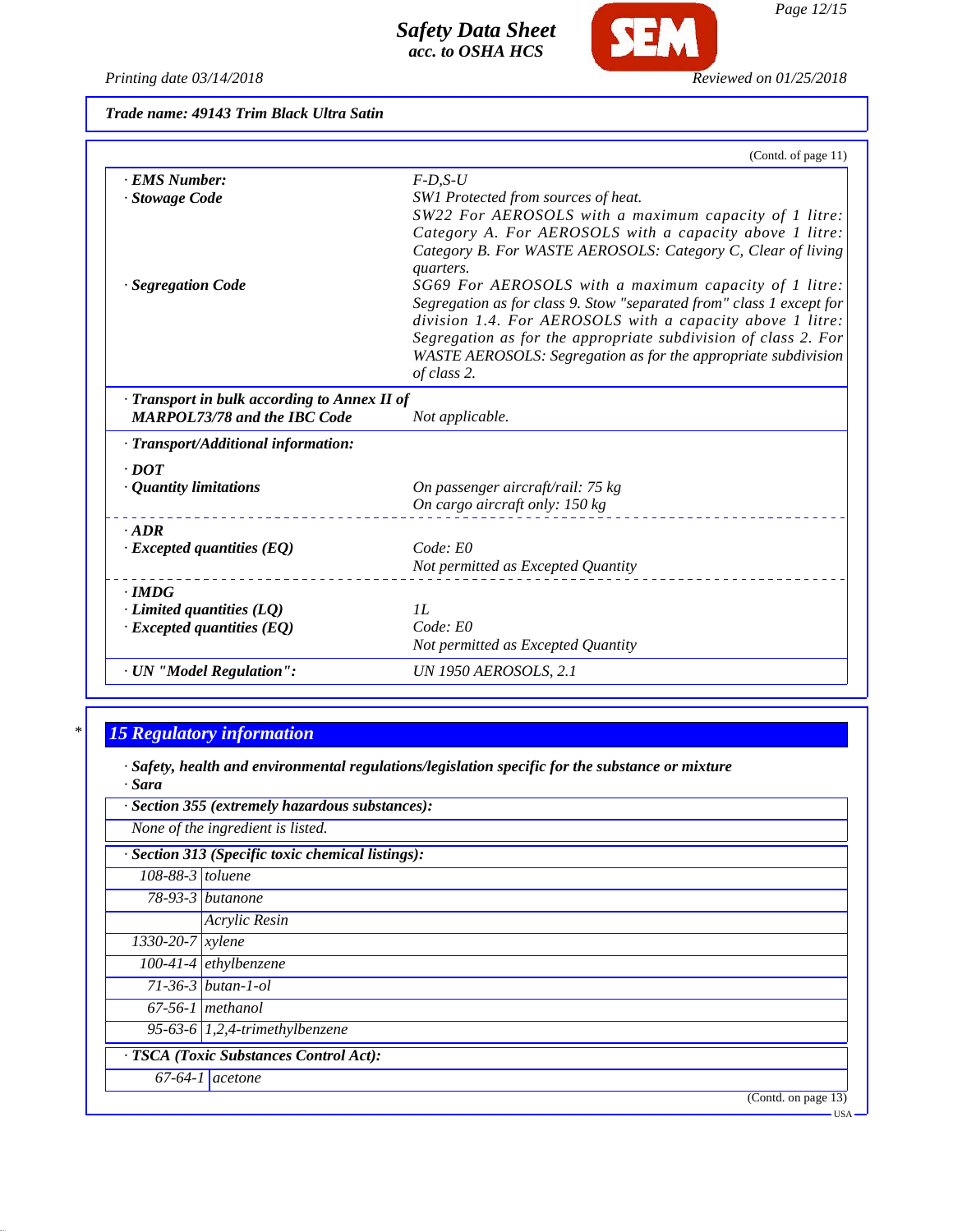**Trade name: 49143 Trim Black Ultra Satin**

(Contd. of page 11)

| | |
|---|---|
| · **EMS Number:** | F-D,S-U |
| · **Stowage Code** | SW1 Protected from sources of heat. SW22 For AEROSOLS with a maximum capacity of 1 litre: Category A. For AEROSOLS with a capacity above 1 litre: Category B. For WASTE AEROSOLS: Category C, Clear of living quarters. |
| · **Segregation Code** | SG69 For AEROSOLS with a maximum capacity of 1 litre: Segregation as for class 9. Stow "separated from" class 1 except for division 1.4. For AEROSOLS with a capacity above 1 litre: Segregation as for the appropriate subdivision of class 2. For WASTE AEROSOLS: Segregation as for the appropriate subdivision of class 2. |
| · **Transport in bulk according to Annex II of MARPOL73/78 and the IBC Code** | Not applicable. |
| · **Transport/Additional information:** | |
| · **DOT** | |
| · **Quantity limitations** | On passenger aircraft/rail: 75 kg<br>On cargo aircraft only: 150 kg |
| · **ADR** | |
| · **Excepted quantities (EQ)** | Code: E0<br>Not permitted as Excepted Quantity |
| · **IMDG** | |
| · **Limited quantities (LQ)** | 1L |
| · **Excepted quantities (EQ)** | Code: E0<br>Not permitted as Excepted Quantity |
| · **UN "Model Regulation":** | UN 1950 AEROSOLS, 2.1 |

## 15 Regulatory information

· **Safety, health and environmental regulations/legislation specific for the substance or mixture**

· **Sara**

· **Section 355 (extremely hazardous substances):**

None of the ingredient is listed.

· **Section 313 (Specific toxic chemical listings):**

| | |
|---|---|
| 108-88-3 | toluene |
| 78-93-3 | butanone |
| | Acrylic Resin |
| 1330-20-7 | xylene |
| 100-41-4 | ethylbenzene |
| 71-36-3 | butan-1-ol |
| 67-56-1 | methanol |
| 95-63-6 | 1,2,4-trimethylbenzene |

· **TSCA (Toxic Substances Control Act):**

| | |
|---|---|
| 67-64-1 | acetone |

(Contd. on page 13)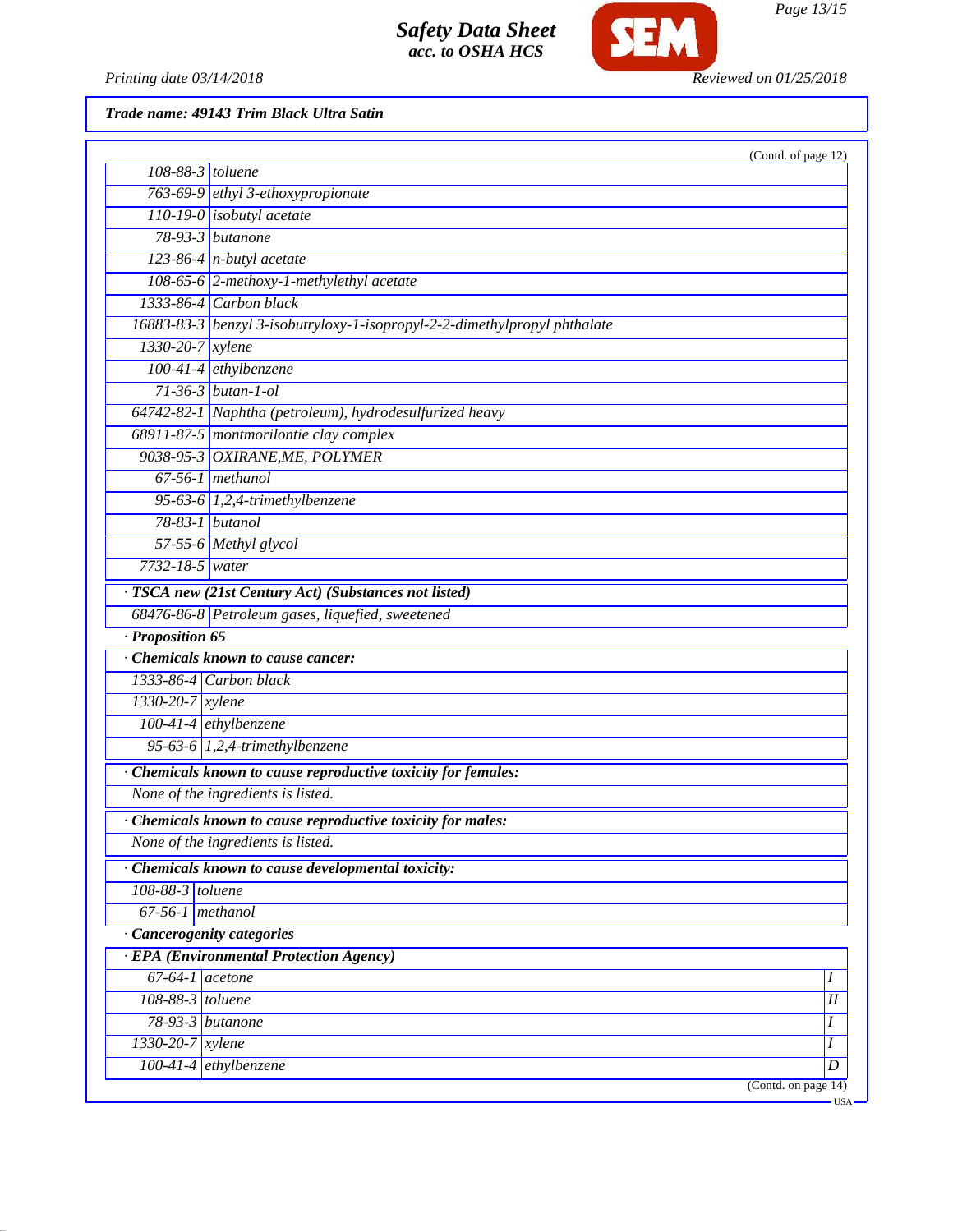**Safety Data Sheet**
**acc. to OSHA HCS**

Printing date 03/14/2018 Reviewed on 01/25/2018

**Trade name: 49143 Trim Black Ultra Satin**

(Contd. of page 12)

| | |
|---|---|
| 108-88-3 | toluene |
| 763-69-9 | ethyl 3-ethoxypropionate |
| 110-19-0 | isobutyl acetate |
| 78-93-3 | butanone |
| 123-86-4 | n-butyl acetate |
| 108-65-6 | 2-methoxy-1-methylethyl acetate |
| 1333-86-4 | Carbon black |
| 16883-83-3 | benzyl 3-isobutryloxy-1-isopropyl-2-2-dimethylpropyl phthalate |
| 1330-20-7 | xylene |
| 100-41-4 | ethylbenzene |
| 71-36-3 | butan-1-ol |
| 64742-82-1 | Naphtha (petroleum), hydrodesulfurized heavy |
| 68911-87-5 | montmorilontie clay complex |
| 9038-95-3 | OXIRANE,ME, POLYMER |
| 67-56-1 | methanol |
| 95-63-6 | 1,2,4-trimethylbenzene |
| 78-83-1 | butanol |
| 57-55-6 | Methyl glycol |
| 7732-18-5 | water |

· **TSCA new (21st Century Act) (Substances not listed)**

| | |
|---|---|
| 68476-86-8 | Petroleum gases, liquefied, sweetened |

· **Proposition 65**

· **Chemicals known to cause cancer:**

| | |
|---|---|
| 1333-86-4 | Carbon black |
| 1330-20-7 | xylene |
| 100-41-4 | ethylbenzene |
| 95-63-6 | 1,2,4-trimethylbenzene |

· **Chemicals known to cause reproductive toxicity for females:**

None of the ingredients is listed.

· **Chemicals known to cause reproductive toxicity for males:**

None of the ingredients is listed.

· **Chemicals known to cause developmental toxicity:**

| | |
|---|---|
| 108-88-3 | toluene |
| 67-56-1 | methanol |

· **Cancerogenity categories**

· **EPA (Environmental Protection Agency)**

| | | |
|---|---|---|
| 67-64-1 | acetone | I |
| 108-88-3 | toluene | II |
| 78-93-3 | butanone | I |
| 1330-20-7 | xylene | I |
| 100-41-4 | ethylbenzene | D |

(Contd. on page 14)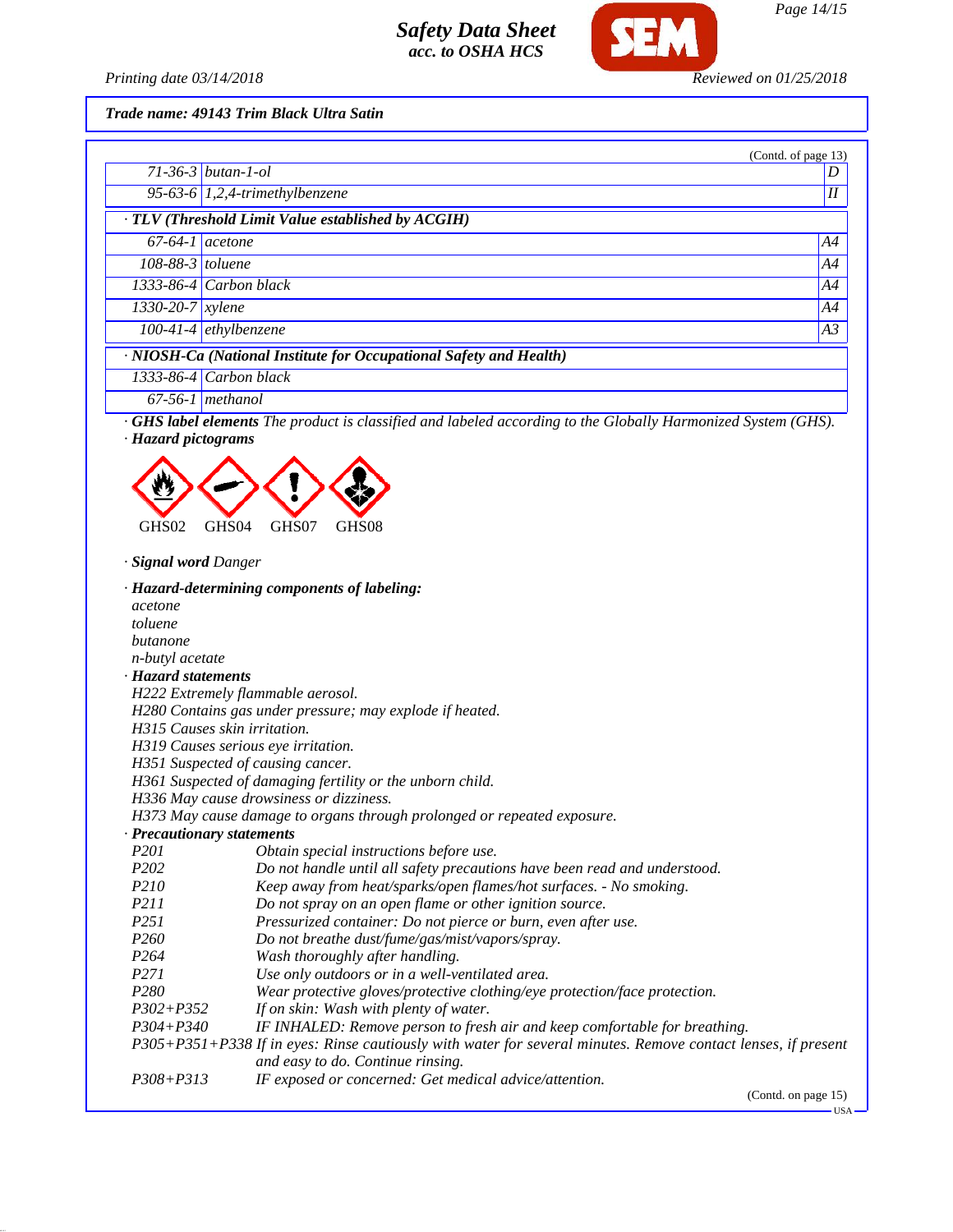*Trade name: 49143 Trim Black Ultra Satin*

(Contd. of page 13)

| | | |
|---|---|---|
| 71-36-3 | butan-1-ol | D |
| 95-63-6 | 1,2,4-trimethylbenzene | II |

**· TLV (Threshold Limit Value established by ACGIH)**

| | | |
|---|---|---|
| 67-64-1 | acetone | A4 |
| 108-88-3 | toluene | A4 |
| 1333-86-4 | Carbon black | A4 |
| 1330-20-7 | xylene | A4 |
| 100-41-4 | ethylbenzene | A3 |

**· NIOSH-Ca (National Institute for Occupational Safety and Health)**

| | |
|---|---|
| 1333-86-4 | Carbon black |
| 67-56-1 | methanol |

· **GHS label elements** The product is classified and labeled according to the Globally Harmonized System (GHS).

· **Hazard pictograms**

GHS02 GHS04 GHS07 GHS08

· **Signal word** Danger

· **Hazard-determining components of labeling:**
acetone
toluene
butanone
n-butyl acetate

· **Hazard statements**
H222 Extremely flammable aerosol.
H280 Contains gas under pressure; may explode if heated.
H315 Causes skin irritation.
H319 Causes serious eye irritation.
H351 Suspected of causing cancer.
H361 Suspected of damaging fertility or the unborn child.
H336 May cause drowsiness or dizziness.
H373 May cause damage to organs through prolonged or repeated exposure.

· **Precautionary statements**

| | |
|---|---|
| P201 | Obtain special instructions before use. |
| P202 | Do not handle until all safety precautions have been read and understood. |
| P210 | Keep away from heat/sparks/open flames/hot surfaces. - No smoking. |
| P211 | Do not spray on an open flame or other ignition source. |
| P251 | Pressurized container: Do not pierce or burn, even after use. |
| P260 | Do not breathe dust/fume/gas/mist/vapors/spray. |
| P264 | Wash thoroughly after handling. |
| P271 | Use only outdoors or in a well-ventilated area. |
| P280 | Wear protective gloves/protective clothing/eye protection/face protection. |
| P302+P352 | If on skin: Wash with plenty of water. |
| P304+P340 | IF INHALED: Remove person to fresh air and keep comfortable for breathing. |
| P305+P351+P338 | If in eyes: Rinse cautiously with water for several minutes. Remove contact lenses, if present and easy to do. Continue rinsing. |
| P308+P313 | IF exposed or concerned: Get medical advice/attention. |

(Contd. on page 15)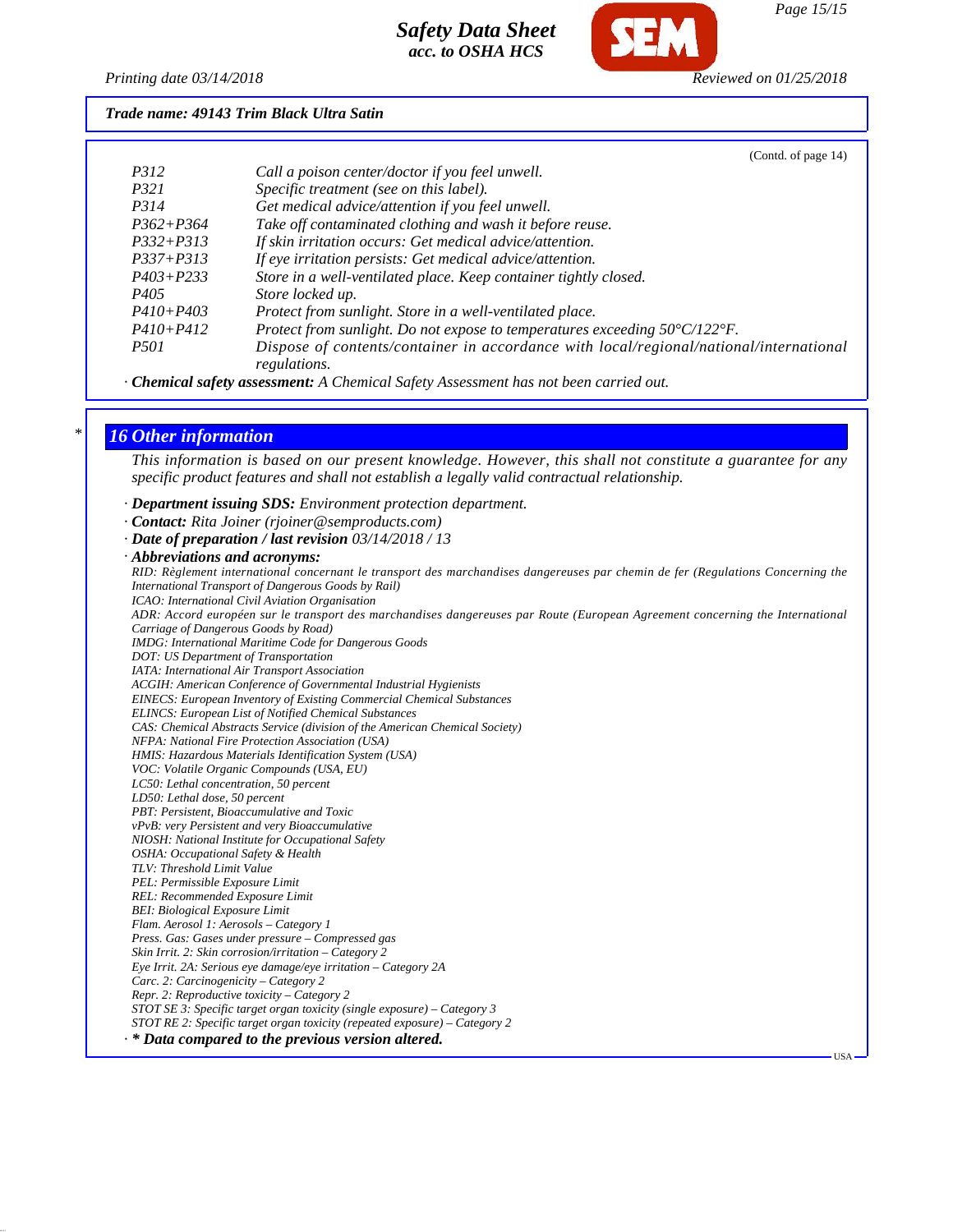**Trade name: 49143 Trim Black Ultra Satin**

(Contd. of page 14)

| | |
|---|---|
| P312 | Call a poison center/doctor if you feel unwell. |
| P321 | Specific treatment (see on this label). |
| P314 | Get medical advice/attention if you feel unwell. |
| P362+P364 | Take off contaminated clothing and wash it before reuse. |
| P332+P313 | If skin irritation occurs: Get medical advice/attention. |
| P337+P313 | If eye irritation persists: Get medical advice/attention. |
| P403+P233 | Store in a well-ventilated place. Keep container tightly closed. |
| P405 | Store locked up. |
| P410+P403 | Protect from sunlight. Store in a well-ventilated place. |
| P410+P412 | Protect from sunlight. Do not expose to temperatures exceeding 50°C/122°F. |
| P501 | Dispose of contents/container in accordance with local/regional/national/international regulations. |

· **Chemical safety assessment:** A Chemical Safety Assessment has not been carried out.

## * 16 Other information

This information is based on our present knowledge. However, this shall not constitute a guarantee for any specific product features and shall not establish a legally valid contractual relationship.

· **Department issuing SDS:** Environment protection department.
· **Contact:** Rita Joiner (rjoiner@semproducts.com)
· **Date of preparation / last revision** 03/14/2018 / 13
· **Abbreviations and acronyms:**
RID: Règlement international concernant le transport des marchandises dangereuses par chemin de fer (Regulations Concerning the International Transport of Dangerous Goods by Rail)
ICAO: International Civil Aviation Organisation
ADR: Accord européen sur le transport des marchandises dangereuses par Route (European Agreement concerning the International Carriage of Dangerous Goods by Road)
IMDG: International Maritime Code for Dangerous Goods
DOT: US Department of Transportation
IATA: International Air Transport Association
ACGIH: American Conference of Governmental Industrial Hygienists
EINECS: European Inventory of Existing Commercial Chemical Substances
ELINCS: European List of Notified Chemical Substances
CAS: Chemical Abstracts Service (division of the American Chemical Society)
NFPA: National Fire Protection Association (USA)
HMIS: Hazardous Materials Identification System (USA)
VOC: Volatile Organic Compounds (USA, EU)
LC50: Lethal concentration, 50 percent
LD50: Lethal dose, 50 percent
PBT: Persistent, Bioaccumulative and Toxic
vPvB: very Persistent and very Bioaccumulative
NIOSH: National Institute for Occupational Safety
OSHA: Occupational Safety & Health
TLV: Threshold Limit Value
PEL: Permissible Exposure Limit
REL: Recommended Exposure Limit
BEI: Biological Exposure Limit
Flam. Aerosol 1: Aerosols – Category 1
Press. Gas: Gases under pressure – Compressed gas
Skin Irrit. 2: Skin corrosion/irritation – Category 2
Eye Irrit. 2A: Serious eye damage/eye irritation – Category 2A
Carc. 2: Carcinogenicity – Category 2
Repr. 2: Reproductive toxicity – Category 2
STOT SE 3: Specific target organ toxicity (single exposure) – Category 3
STOT RE 2: Specific target organ toxicity (repeated exposure) – Category 2
· **\* Data compared to the previous version altered.**